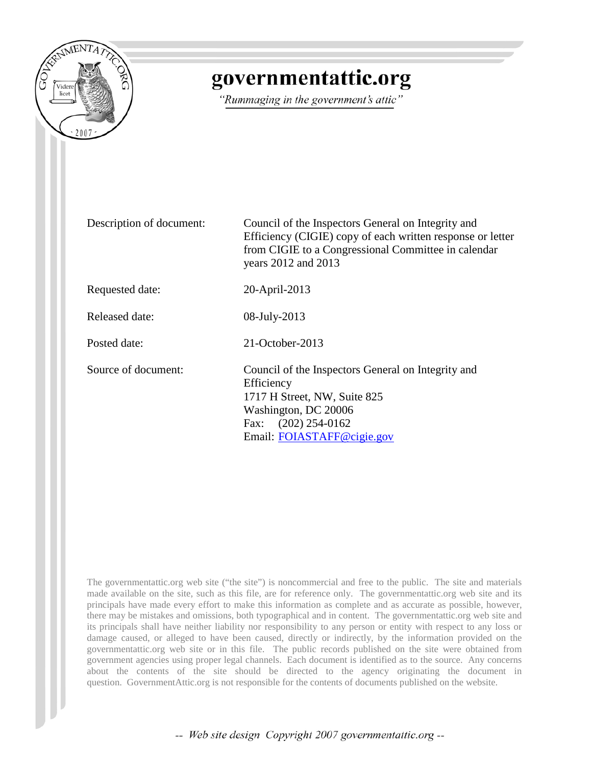# governmentattic.org

*"Rummaging in the government's attic"*

| | |
|---|---|
| Description of document: | Council of the Inspectors General on Integrity and Efficiency (CIGIE) copy of each written response or letter from CIGIE to a Congressional Committee in calendar years 2012 and 2013 |
| Requested date: | 20-April-2013 |
| Released date: | 08-July-2013 |
| Posted date: | 21-October-2013 |
| Source of document: | Council of the Inspectors General on Integrity and Efficiency<br>1717 H Street, NW, Suite 825<br>Washington, DC 20006<br>Fax: (202) 254-0162<br>Email: FOIASTAFF@cigie.gov |

The governmentattic.org web site ("the site") is noncommercial and free to the public. The site and materials made available on the site, such as this file, are for reference only. The governmentattic.org web site and its principals have made every effort to make this information as complete and as accurate as possible, however, there may be mistakes and omissions, both typographical and in content. The governmentattic.org web site and its principals shall have neither liability nor responsibility to any person or entity with respect to any loss or damage caused, or alleged to have been caused, directly or indirectly, by the information provided on the governmentattic.org web site or in this file. The public records published on the site were obtained from government agencies using proper legal channels. Each document is identified as to the source. Any concerns about the contents of the site should be directed to the agency originating the document in question. GovernmentAttic.org is not responsible for the contents of documents published on the website.

*-- Web site design Copyright 2007 governmentattic.org --*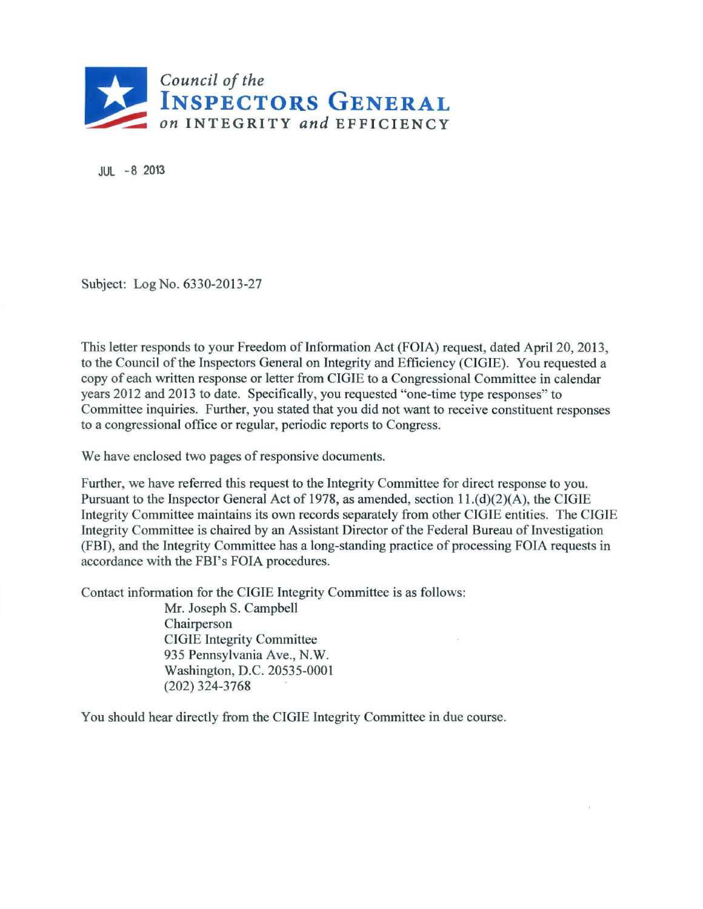# Council of the INSPECTORS GENERAL on INTEGRITY and EFFICIENCY

JUL - 8 2013

Subject: Log No. 6330-2013-27

This letter responds to your Freedom of Information Act (FOIA) request, dated April 20, 2013, to the Council of the Inspectors General on Integrity and Efficiency (CIGIE). You requested a copy of each written response or letter from CIGIE to a Congressional Committee in calendar years 2012 and 2013 to date. Specifically, you requested "one-time type responses" to Committee inquiries. Further, you stated that you did not want to receive constituent responses to a congressional office or regular, periodic reports to Congress.

We have enclosed two pages of responsive documents.

Further, we have referred this request to the Integrity Committee for direct response to you. Pursuant to the Inspector General Act of 1978, as amended, section 11.(d)(2)(A), the CIGIE Integrity Committee maintains its own records separately from other CIGIE entities. The CIGIE Integrity Committee is chaired by an Assistant Director of the Federal Bureau of Investigation (FBI), and the Integrity Committee has a long-standing practice of processing FOIA requests in accordance with the FBI's FOIA procedures.

Contact information for the CIGIE Integrity Committee is as follows:

Mr. Joseph S. Campbell  
Chairperson  
CIGIE Integrity Committee  
935 Pennsylvania Ave., N.W.  
Washington, D.C. 20535-0001  
(202) 324-3768

You should hear directly from the CIGIE Integrity Committee in due course.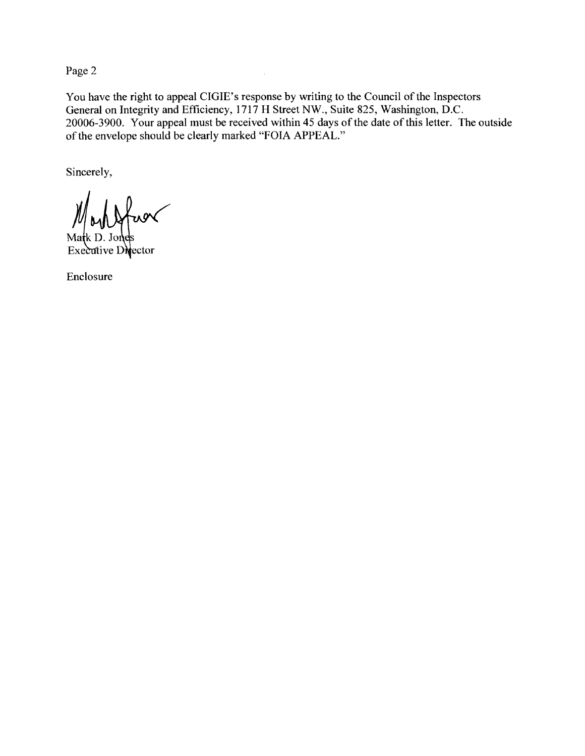Page 2

You have the right to appeal CIGIE's response by writing to the Council of the Inspectors General on Integrity and Efficiency, 1717 H Street NW., Suite 825, Washington, D.C. 20006-3900. Your appeal must be received within 45 days of the date of this letter. The outside of the envelope should be clearly marked "FOIA APPEAL."

Sincerely,

Mark D. Jones
Executive Director

Enclosure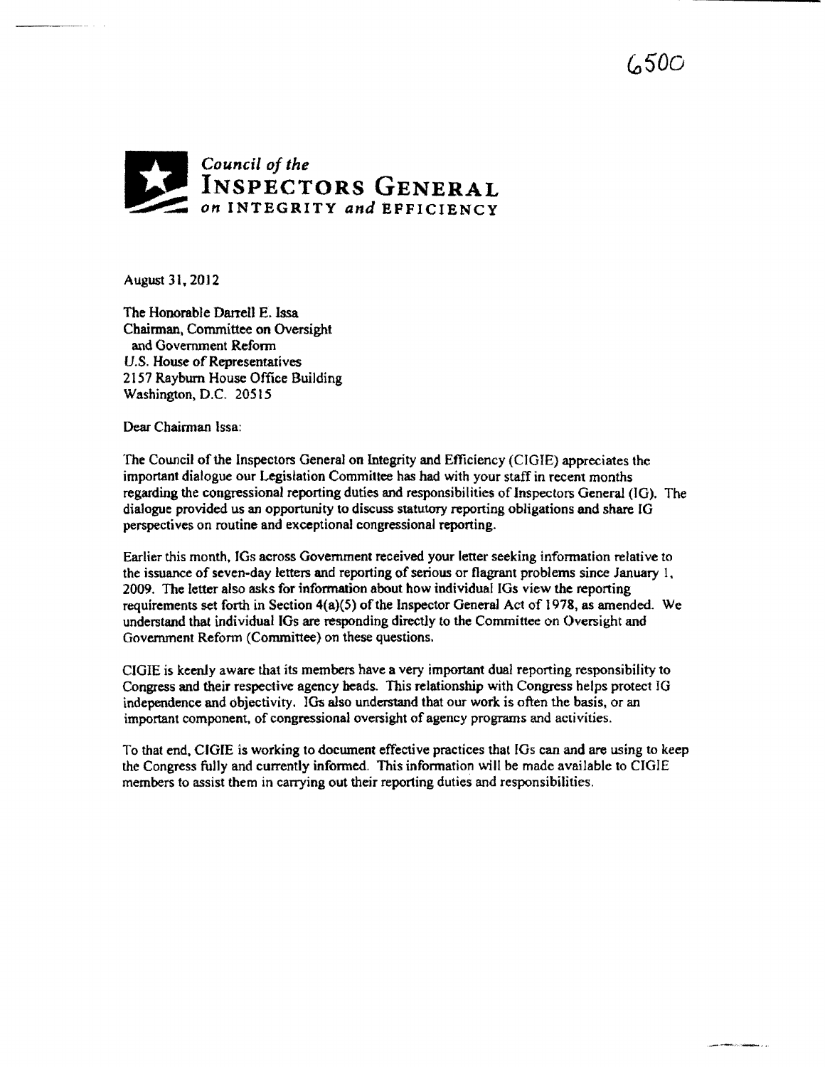6500

*Council of the*
**INSPECTORS GENERAL**
*on* **INTEGRITY** *and* **EFFICIENCY**

August 31, 2012

The Honorable Darrell E. Issa
Chairman, Committee on Oversight
and Government Reform
U.S. House of Representatives
2157 Rayburn House Office Building
Washington, D.C. 20515

Dear Chairman Issa:

The Council of the Inspectors General on Integrity and Efficiency (CIGIE) appreciates the important dialogue our Legislation Committee has had with your staff in recent months regarding the congressional reporting duties and responsibilities of Inspectors General (IG). The dialogue provided us an opportunity to discuss statutory reporting obligations and share IG perspectives on routine and exceptional congressional reporting.

Earlier this month, IGs across Government received your letter seeking information relative to the issuance of seven-day letters and reporting of serious or flagrant problems since January 1, 2009. The letter also asks for information about how individual IGs view the reporting requirements set forth in Section 4(a)(5) of the Inspector General Act of 1978, as amended. We understand that individual IGs are responding directly to the Committee on Oversight and Government Reform (Committee) on these questions.

CIGIE is keenly aware that its members have a very important dual reporting responsibility to Congress and their respective agency heads. This relationship with Congress helps protect IG independence and objectivity. IGs also understand that our work is often the basis, or an important component, of congressional oversight of agency programs and activities.

To that end, CIGIE is working to document effective practices that IGs can and are using to keep the Congress fully and currently informed. This information will be made available to CIGIE members to assist them in carrying out their reporting duties and responsibilities.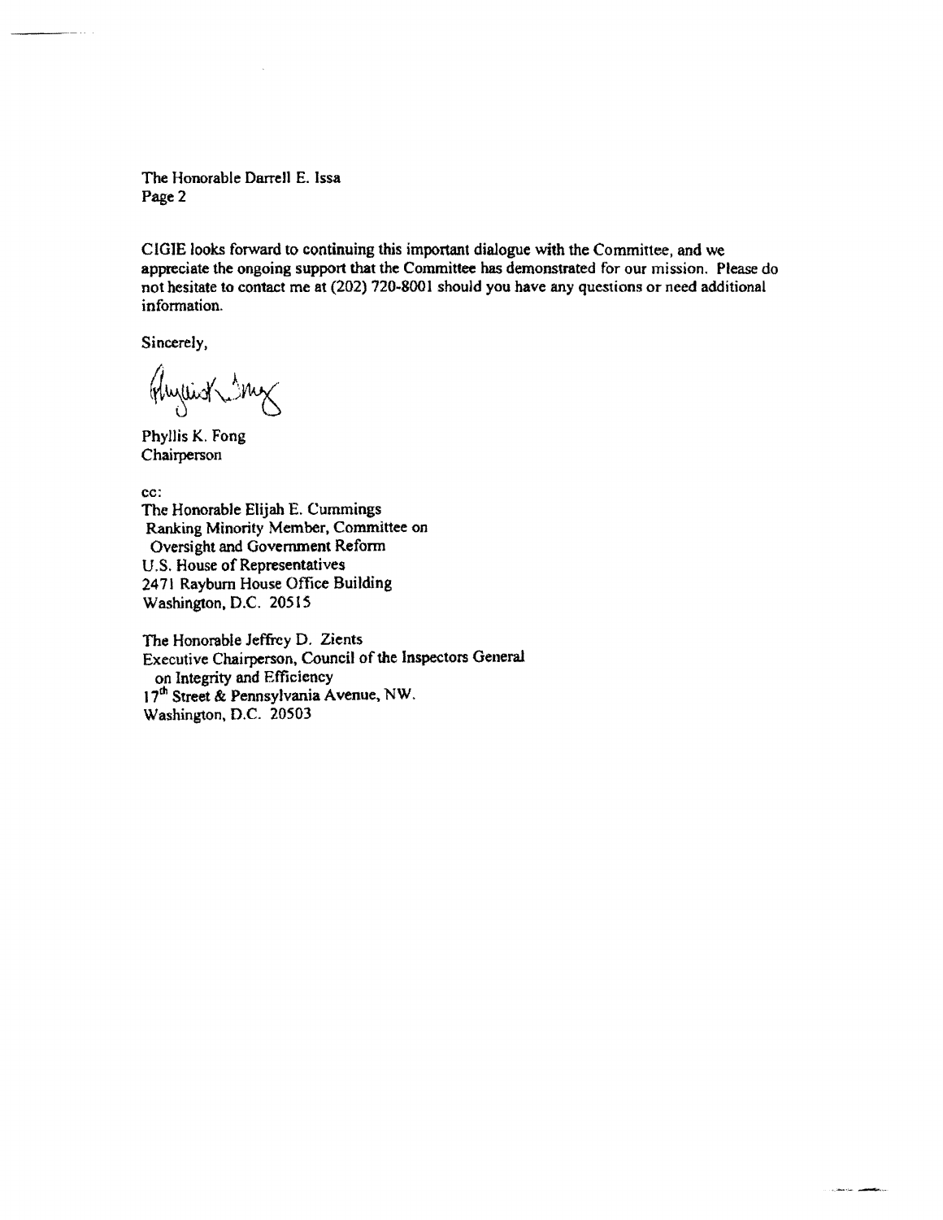The Honorable Darrell E. Issa
Page 2

CIGIE looks forward to continuing this important dialogue with the Committee, and we appreciate the ongoing support that the Committee has demonstrated for our mission. Please do not hesitate to contact me at (202) 720-8001 should you have any questions or need additional information.

Sincerely,

Phyllis K. Fong
Chairperson

cc:
The Honorable Elijah E. Cummings
Ranking Minority Member, Committee on
Oversight and Government Reform
U.S. House of Representatives
2471 Rayburn House Office Building
Washington, D.C. 20515

The Honorable Jeffrey D. Zients
Executive Chairperson, Council of the Inspectors General
on Integrity and Efficiency
17th Street & Pennsylvania Avenue, NW.
Washington, D.C. 20503